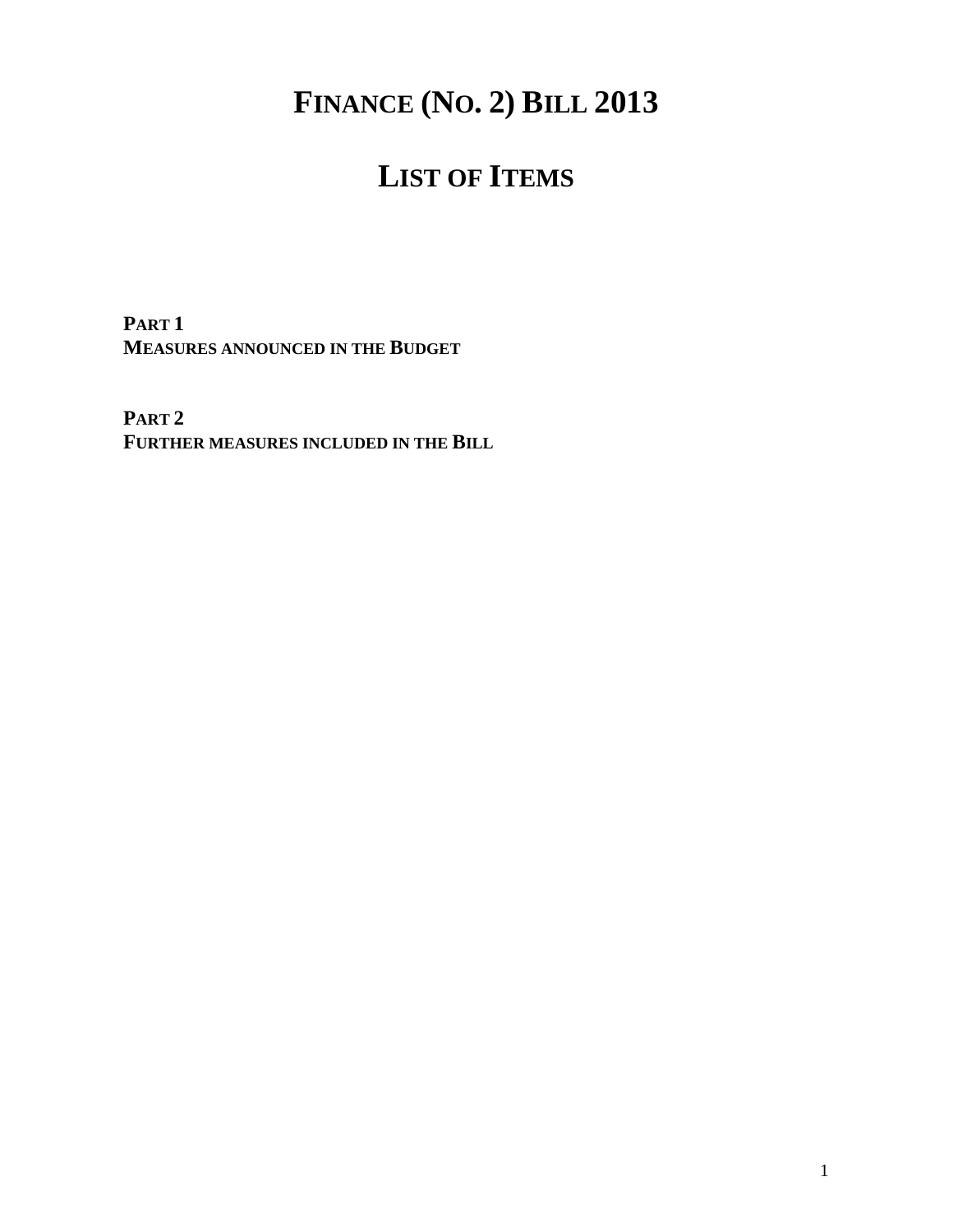# Finance (No. 2) Bill 2013

## List of Items

**Part 1**
**Measures announced in the Budget**

**Part 2**
**Further measures included in the Bill**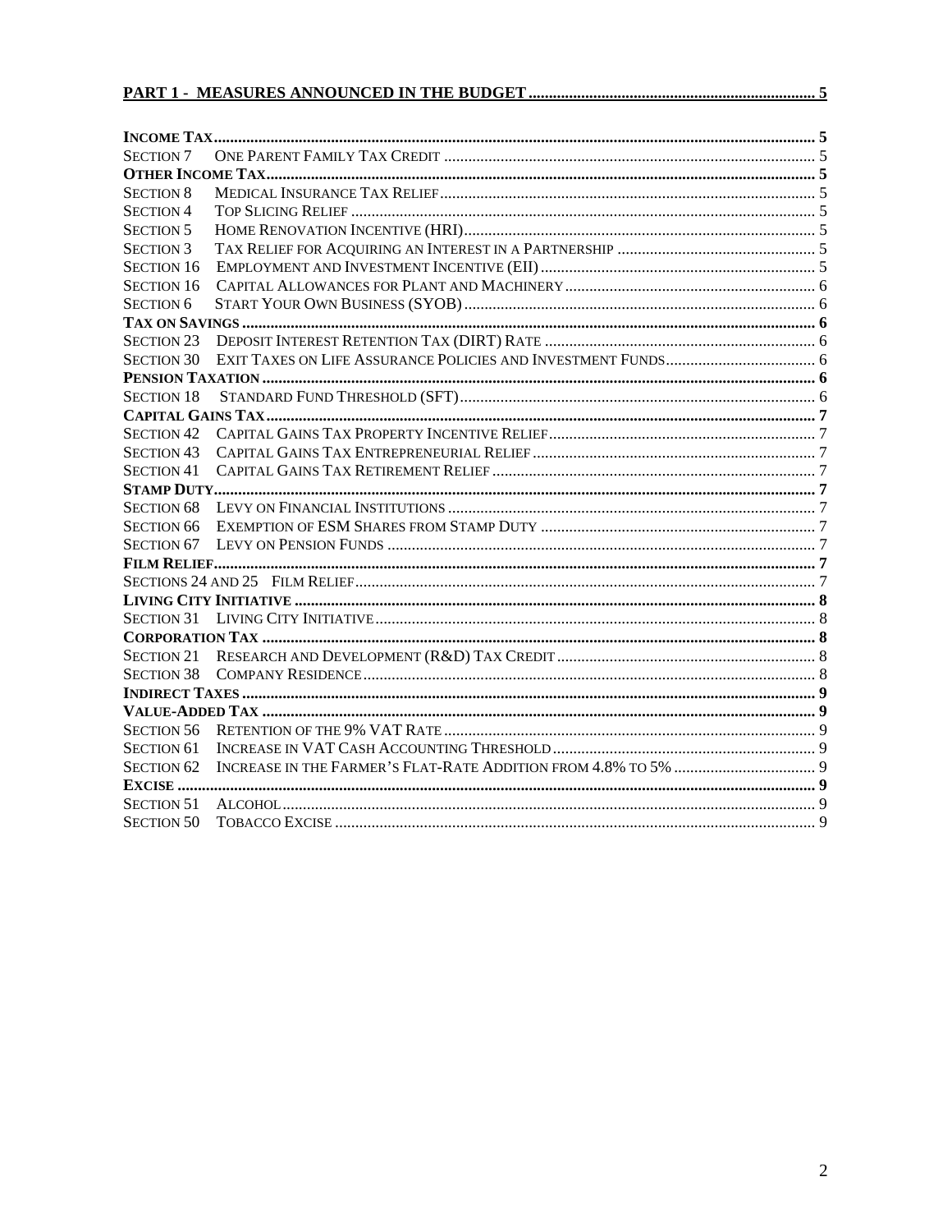**PART 1 - MEASURES ANNOUNCED IN THE BUDGET** ........ 5

**INCOME TAX** ........ 5
SECTION 7 ONE PARENT FAMILY TAX CREDIT ........ 5
**OTHER INCOME TAX** ........ 5
SECTION 8 MEDICAL INSURANCE TAX RELIEF ........ 5
SECTION 4 TOP SLICING RELIEF ........ 5
SECTION 5 HOME RENOVATION INCENTIVE (HRI) ........ 5
SECTION 3 TAX RELIEF FOR ACQUIRING AN INTEREST IN A PARTNERSHIP ........ 5
SECTION 16 EMPLOYMENT AND INVESTMENT INCENTIVE (EII) ........ 5
SECTION 16 CAPITAL ALLOWANCES FOR PLANT AND MACHINERY ........ 6
SECTION 6 START YOUR OWN BUSINESS (SYOB) ........ 6
**TAX ON SAVINGS** ........ 6
SECTION 23 DEPOSIT INTEREST RETENTION TAX (DIRT) RATE ........ 6
SECTION 30 EXIT TAXES ON LIFE ASSURANCE POLICIES AND INVESTMENT FUNDS ........ 6
**PENSION TAXATION** ........ 6
SECTION 18 STANDARD FUND THRESHOLD (SFT) ........ 6
**CAPITAL GAINS TAX** ........ 7
SECTION 42 CAPITAL GAINS TAX PROPERTY INCENTIVE RELIEF ........ 7
SECTION 43 CAPITAL GAINS TAX ENTREPRENEURIAL RELIEF ........ 7
SECTION 41 CAPITAL GAINS TAX RETIREMENT RELIEF ........ 7
**STAMP DUTY** ........ 7
SECTION 68 LEVY ON FINANCIAL INSTITUTIONS ........ 7
SECTION 66 EXEMPTION OF ESM SHARES FROM STAMP DUTY ........ 7
SECTION 67 LEVY ON PENSION FUNDS ........ 7
**FILM RELIEF** ........ 7
SECTIONS 24 AND 25 FILM RELIEF ........ 7
**LIVING CITY INITIATIVE** ........ 8
SECTION 31 LIVING CITY INITIATIVE ........ 8
**CORPORATION TAX** ........ 8
SECTION 21 RESEARCH AND DEVELOPMENT (R&D) TAX CREDIT ........ 8
SECTION 38 COMPANY RESIDENCE ........ 8
**INDIRECT TAXES** ........ 9
**VALUE-ADDED TAX** ........ 9
SECTION 56 RETENTION OF THE 9% VAT RATE ........ 9
SECTION 61 INCREASE IN VAT CASH ACCOUNTING THRESHOLD ........ 9
SECTION 62 INCREASE IN THE FARMER'S FLAT-RATE ADDITION FROM 4.8% TO 5% ........ 9
**EXCISE** ........ 9
SECTION 51 ALCOHOL ........ 9
SECTION 50 TOBACCO EXCISE ........ 9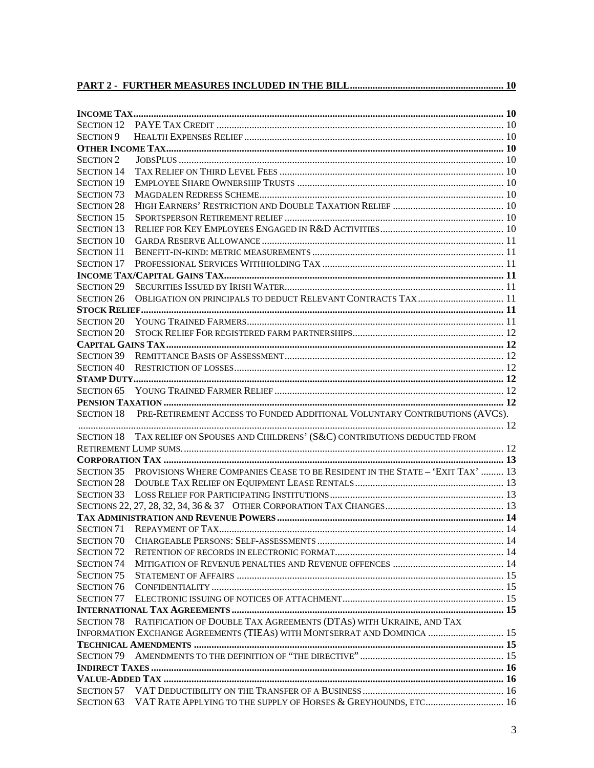**PART 2 - FURTHER MEASURES INCLUDED IN THE BILL** ............................................................ 10

**INCOME TAX** ............................................................ 10
SECTION 12 PAYE TAX CREDIT ............................................................ 10
SECTION 9 HEALTH EXPENSES RELIEF ............................................................ 10
**OTHER INCOME TAX** ............................................................ 10
SECTION 2 JOBSPLUS ............................................................ 10
SECTION 14 TAX RELIEF ON THIRD LEVEL FEES ............................................................ 10
SECTION 19 EMPLOYEE SHARE OWNERSHIP TRUSTS ............................................................ 10
SECTION 73 MAGDALEN REDRESS SCHEME ............................................................ 10
SECTION 28 HIGH EARNERS' RESTRICTION AND DOUBLE TAXATION RELIEF ............................................................ 10
SECTION 15 SPORTSPERSON RETIREMENT RELIEF ............................................................ 10
SECTION 13 RELIEF FOR KEY EMPLOYEES ENGAGED IN R&D ACTIVITIES ............................................................ 10
SECTION 10 GARDA RESERVE ALLOWANCE ............................................................ 11
SECTION 11 BENEFIT-IN-KIND: METRIC MEASUREMENTS ............................................................ 11
SECTION 17 PROFESSIONAL SERVICES WITHHOLDING TAX ............................................................ 11
**INCOME TAX/CAPITAL GAINS TAX** ............................................................ 11
SECTION 29 SECURITIES ISSUED BY IRISH WATER ............................................................ 11
SECTION 26 OBLIGATION ON PRINCIPALS TO DEDUCT RELEVANT CONTRACTS TAX ............................................................ 11
**STOCK RELIEF** ............................................................ 11
SECTION 20 YOUNG TRAINED FARMERS ............................................................ 11
SECTION 20 STOCK RELIEF FOR REGISTERED FARM PARTNERSHIPS ............................................................ 12
**CAPITAL GAINS TAX** ............................................................ 12
SECTION 39 REMITTANCE BASIS OF ASSESSMENT ............................................................ 12
SECTION 40 RESTRICTION OF LOSSES ............................................................ 12
**STAMP DUTY** ............................................................ 12
SECTION 65 YOUNG TRAINED FARMER RELIEF ............................................................ 12
**PENSION TAXATION** ............................................................ 12
SECTION 18 PRE-RETIREMENT ACCESS TO FUNDED ADDITIONAL VOLUNTARY CONTRIBUTIONS (AVCS). ............................................................ 12
SECTION 18 TAX RELIEF ON SPOUSES AND CHILDRENS' (S&C) CONTRIBUTIONS DEDUCTED FROM RETIREMENT LUMP SUMS. ............................................................ 12
**CORPORATION TAX** ............................................................ 13
SECTION 35 PROVISIONS WHERE COMPANIES CEASE TO BE RESIDENT IN THE STATE – 'EXIT TAX' ............................................................ 13
SECTION 28 DOUBLE TAX RELIEF ON EQUIPMENT LEASE RENTALS ............................................................ 13
SECTION 33 LOSS RELIEF FOR PARTICIPATING INSTITUTIONS ............................................................ 13
SECTIONS 22, 27, 28, 32, 34, 36 & 37 OTHER CORPORATION TAX CHANGES ............................................................ 13
**TAX ADMINISTRATION AND REVENUE POWERS** ............................................................ 14
SECTION 71 REPAYMENT OF TAX ............................................................ 14
SECTION 70 CHARGEABLE PERSONS: SELF-ASSESSMENTS ............................................................ 14
SECTION 72 RETENTION OF RECORDS IN ELECTRONIC FORMAT ............................................................ 14
SECTION 74 MITIGATION OF REVENUE PENALTIES AND REVENUE OFFENCES ............................................................ 14
SECTION 75 STATEMENT OF AFFAIRS ............................................................ 15
SECTION 76 CONFIDENTIALITY ............................................................ 15
SECTION 77 ELECTRONIC ISSUING OF NOTICES OF ATTACHMENT ............................................................ 15
**INTERNATIONAL TAX AGREEMENTS** ............................................................ 15
SECTION 78 RATIFICATION OF DOUBLE TAX AGREEMENTS (DTAS) WITH UKRAINE, AND TAX INFORMATION EXCHANGE AGREEMENTS (TIEAS) WITH MONTSERRAT AND DOMINICA ............................................................ 15
**TECHNICAL AMENDMENTS** ............................................................ 15
SECTION 79 AMENDMENTS TO THE DEFINITION OF "THE DIRECTIVE" ............................................................ 15
**INDIRECT TAXES** ............................................................ 16
**VALUE-ADDED TAX** ............................................................ 16
SECTION 57 VAT DEDUCTIBILITY ON THE TRANSFER OF A BUSINESS ............................................................ 16
SECTION 63 VAT RATE APPLYING TO THE SUPPLY OF HORSES & GREYHOUNDS, ETC ............................................................ 16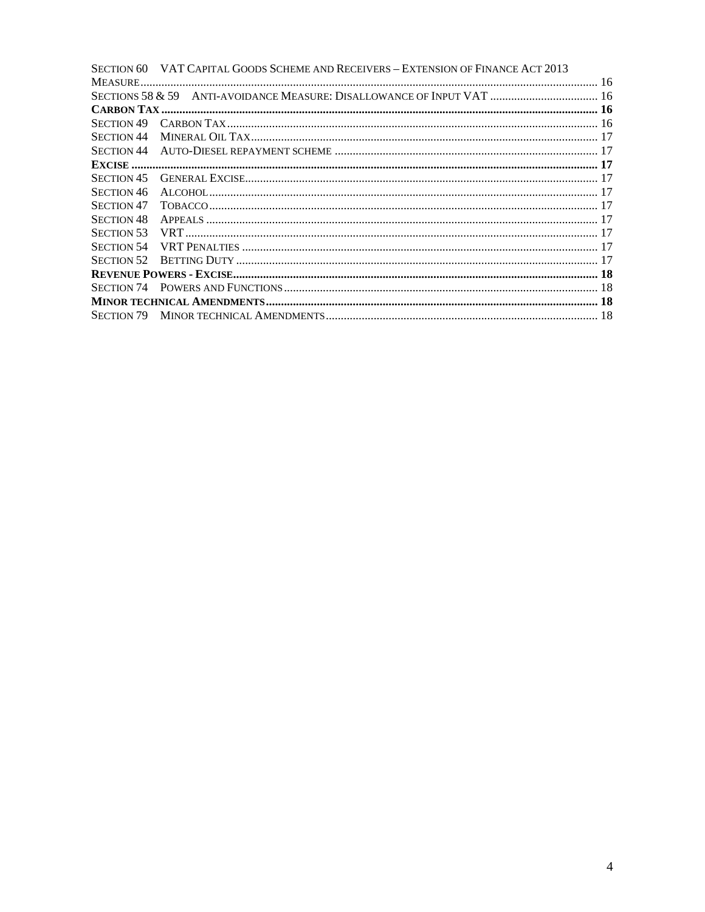Section 60 VAT Capital Goods Scheme and Receivers – Extension of Finance Act 2013 Measure ........ 16
Sections 58 & 59 Anti-avoidance Measure: Disallowance of Input VAT ........ 16
**Carbon Tax ........ 16**
Section 49 Carbon Tax ........ 16
Section 44 Mineral Oil Tax ........ 17
Section 44 Auto-Diesel repayment scheme ........ 17
**Excise ........ 17**
Section 45 General Excise ........ 17
Section 46 Alcohol ........ 17
Section 47 Tobacco ........ 17
Section 48 Appeals ........ 17
Section 53 VRT ........ 17
Section 54 VRT Penalties ........ 17
Section 52 Betting Duty ........ 17
**Revenue Powers - Excise ........ 18**
Section 74 Powers and Functions ........ 18
**Minor technical Amendments ........ 18**
Section 79 Minor technical Amendments ........ 18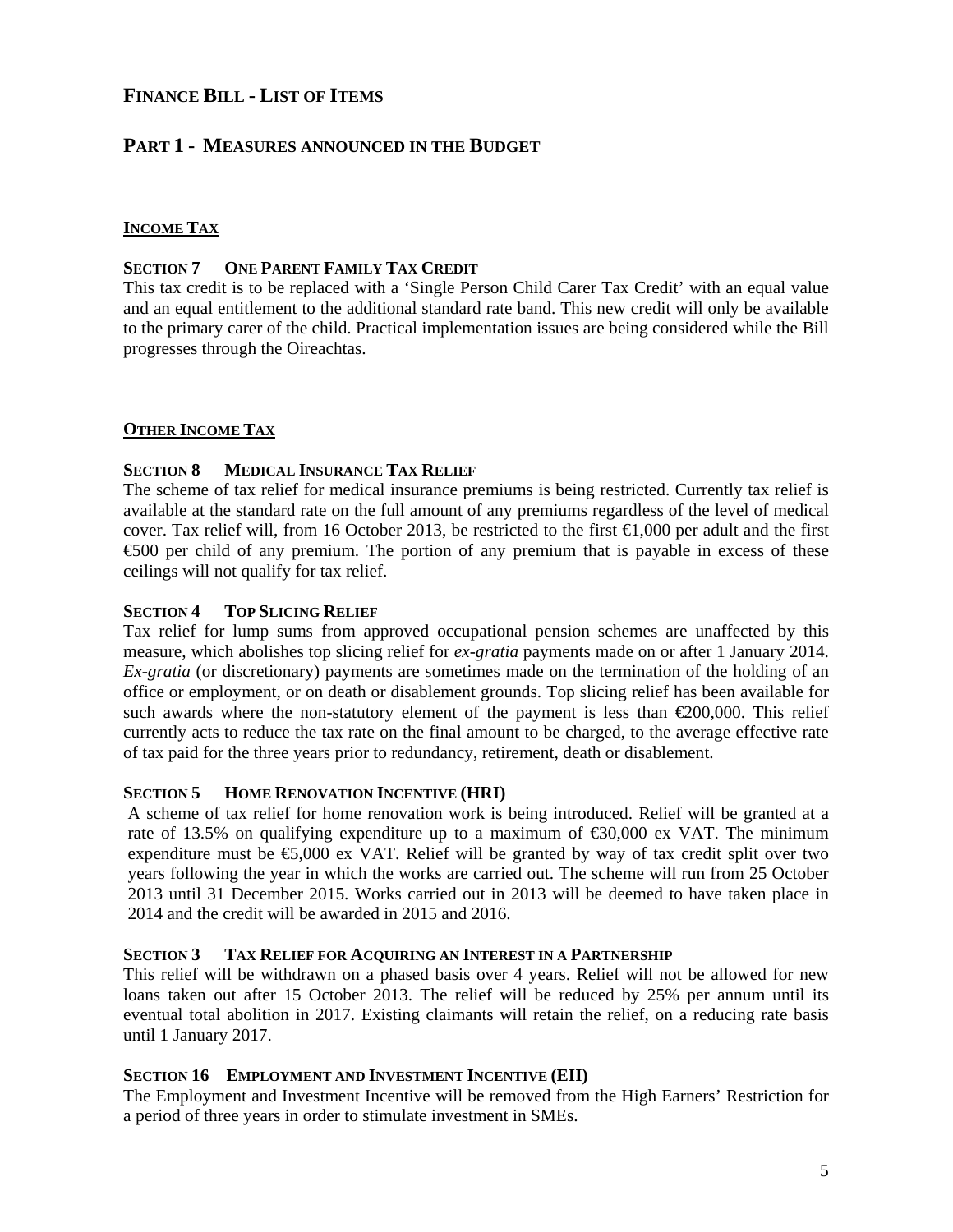# FINANCE BILL - LIST OF ITEMS

## PART 1 - MEASURES ANNOUNCED IN THE BUDGET

### INCOME TAX

#### SECTION 7 ONE PARENT FAMILY TAX CREDIT

This tax credit is to be replaced with a 'Single Person Child Carer Tax Credit' with an equal value and an equal entitlement to the additional standard rate band. This new credit will only be available to the primary carer of the child. Practical implementation issues are being considered while the Bill progresses through the Oireachtas.

### OTHER INCOME TAX

#### SECTION 8 MEDICAL INSURANCE TAX RELIEF

The scheme of tax relief for medical insurance premiums is being restricted. Currently tax relief is available at the standard rate on the full amount of any premiums regardless of the level of medical cover. Tax relief will, from 16 October 2013, be restricted to the first €1,000 per adult and the first €500 per child of any premium. The portion of any premium that is payable in excess of these ceilings will not qualify for tax relief.

#### SECTION 4 TOP SLICING RELIEF

Tax relief for lump sums from approved occupational pension schemes are unaffected by this measure, which abolishes top slicing relief for *ex-gratia* payments made on or after 1 January 2014. *Ex-gratia* (or discretionary) payments are sometimes made on the termination of the holding of an office or employment, or on death or disablement grounds. Top slicing relief has been available for such awards where the non-statutory element of the payment is less than €200,000. This relief currently acts to reduce the tax rate on the final amount to be charged, to the average effective rate of tax paid for the three years prior to redundancy, retirement, death or disablement.

#### SECTION 5 HOME RENOVATION INCENTIVE (HRI)

A scheme of tax relief for home renovation work is being introduced. Relief will be granted at a rate of 13.5% on qualifying expenditure up to a maximum of €30,000 ex VAT. The minimum expenditure must be €5,000 ex VAT. Relief will be granted by way of tax credit split over two years following the year in which the works are carried out. The scheme will run from 25 October 2013 until 31 December 2015. Works carried out in 2013 will be deemed to have taken place in 2014 and the credit will be awarded in 2015 and 2016.

#### SECTION 3 TAX RELIEF FOR ACQUIRING AN INTEREST IN A PARTNERSHIP

This relief will be withdrawn on a phased basis over 4 years. Relief will not be allowed for new loans taken out after 15 October 2013. The relief will be reduced by 25% per annum until its eventual total abolition in 2017. Existing claimants will retain the relief, on a reducing rate basis until 1 January 2017.

#### SECTION 16 EMPLOYMENT AND INVESTMENT INCENTIVE (EII)

The Employment and Investment Incentive will be removed from the High Earners' Restriction for a period of three years in order to stimulate investment in SMEs.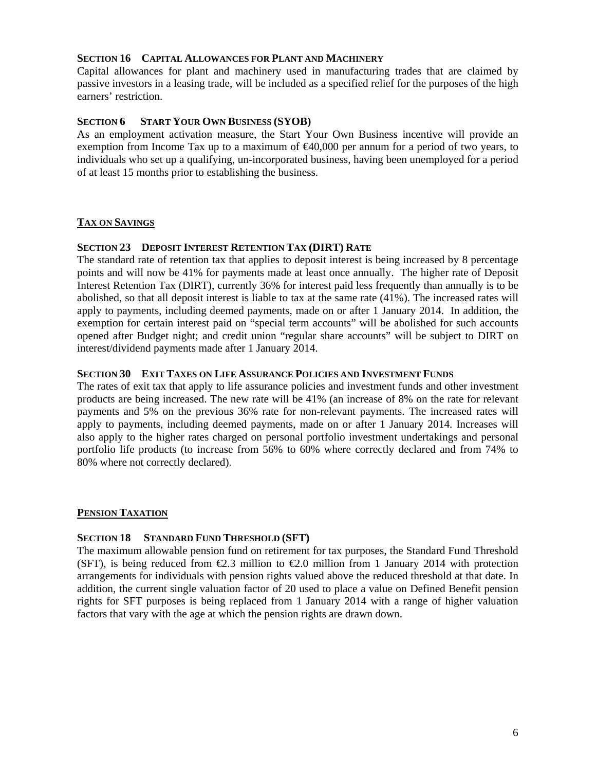**SECTION 16 CAPITAL ALLOWANCES FOR PLANT AND MACHINERY**

Capital allowances for plant and machinery used in manufacturing trades that are claimed by passive investors in a leasing trade, will be included as a specified relief for the purposes of the high earners' restriction.

**SECTION 6 START YOUR OWN BUSINESS (SYOB)**

As an employment activation measure, the Start Your Own Business incentive will provide an exemption from Income Tax up to a maximum of €40,000 per annum for a period of two years, to individuals who set up a qualifying, un-incorporated business, having been unemployed for a period of at least 15 months prior to establishing the business.

## TAX ON SAVINGS

**SECTION 23 DEPOSIT INTEREST RETENTION TAX (DIRT) RATE**

The standard rate of retention tax that applies to deposit interest is being increased by 8 percentage points and will now be 41% for payments made at least once annually. The higher rate of Deposit Interest Retention Tax (DIRT), currently 36% for interest paid less frequently than annually is to be abolished, so that all deposit interest is liable to tax at the same rate (41%). The increased rates will apply to payments, including deemed payments, made on or after 1 January 2014. In addition, the exemption for certain interest paid on "special term accounts" will be abolished for such accounts opened after Budget night; and credit union "regular share accounts" will be subject to DIRT on interest/dividend payments made after 1 January 2014.

**SECTION 30 EXIT TAXES ON LIFE ASSURANCE POLICIES AND INVESTMENT FUNDS**

The rates of exit tax that apply to life assurance policies and investment funds and other investment products are being increased. The new rate will be 41% (an increase of 8% on the rate for relevant payments and 5% on the previous 36% rate for non-relevant payments. The increased rates will apply to payments, including deemed payments, made on or after 1 January 2014. Increases will also apply to the higher rates charged on personal portfolio investment undertakings and personal portfolio life products (to increase from 56% to 60% where correctly declared and from 74% to 80% where not correctly declared).

## PENSION TAXATION

**SECTION 18 STANDARD FUND THRESHOLD (SFT)**

The maximum allowable pension fund on retirement for tax purposes, the Standard Fund Threshold (SFT), is being reduced from €2.3 million to €2.0 million from 1 January 2014 with protection arrangements for individuals with pension rights valued above the reduced threshold at that date. In addition, the current single valuation factor of 20 used to place a value on Defined Benefit pension rights for SFT purposes is being replaced from 1 January 2014 with a range of higher valuation factors that vary with the age at which the pension rights are drawn down.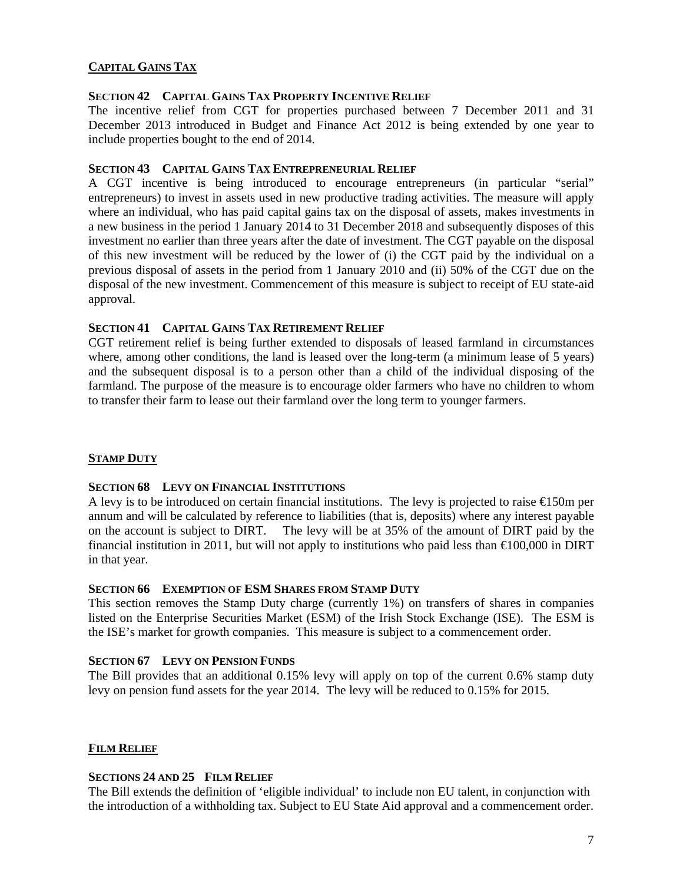## Capital Gains Tax

### Section 42 Capital Gains Tax Property Incentive Relief

The incentive relief from CGT for properties purchased between 7 December 2011 and 31 December 2013 introduced in Budget and Finance Act 2012 is being extended by one year to include properties bought to the end of 2014.

### Section 43 Capital Gains Tax Entrepreneurial Relief

A CGT incentive is being introduced to encourage entrepreneurs (in particular "serial" entrepreneurs) to invest in assets used in new productive trading activities. The measure will apply where an individual, who has paid capital gains tax on the disposal of assets, makes investments in a new business in the period 1 January 2014 to 31 December 2018 and subsequently disposes of this investment no earlier than three years after the date of investment. The CGT payable on the disposal of this new investment will be reduced by the lower of (i) the CGT paid by the individual on a previous disposal of assets in the period from 1 January 2010 and (ii) 50% of the CGT due on the disposal of the new investment. Commencement of this measure is subject to receipt of EU state-aid approval.

### Section 41 Capital Gains Tax Retirement Relief

CGT retirement relief is being further extended to disposals of leased farmland in circumstances where, among other conditions, the land is leased over the long-term (a minimum lease of 5 years) and the subsequent disposal is to a person other than a child of the individual disposing of the farmland. The purpose of the measure is to encourage older farmers who have no children to whom to transfer their farm to lease out their farmland over the long term to younger farmers.

## Stamp Duty

### Section 68 Levy on Financial Institutions

A levy is to be introduced on certain financial institutions. The levy is projected to raise €150m per annum and will be calculated by reference to liabilities (that is, deposits) where any interest payable on the account is subject to DIRT. The levy will be at 35% of the amount of DIRT paid by the financial institution in 2011, but will not apply to institutions who paid less than €100,000 in DIRT in that year.

### Section 66 Exemption of ESM Shares from Stamp Duty

This section removes the Stamp Duty charge (currently 1%) on transfers of shares in companies listed on the Enterprise Securities Market (ESM) of the Irish Stock Exchange (ISE). The ESM is the ISE's market for growth companies. This measure is subject to a commencement order.

### Section 67 Levy on Pension Funds

The Bill provides that an additional 0.15% levy will apply on top of the current 0.6% stamp duty levy on pension fund assets for the year 2014. The levy will be reduced to 0.15% for 2015.

## Film Relief

### Sections 24 and 25 Film Relief

The Bill extends the definition of 'eligible individual' to include non EU talent, in conjunction with the introduction of a withholding tax. Subject to EU State Aid approval and a commencement order.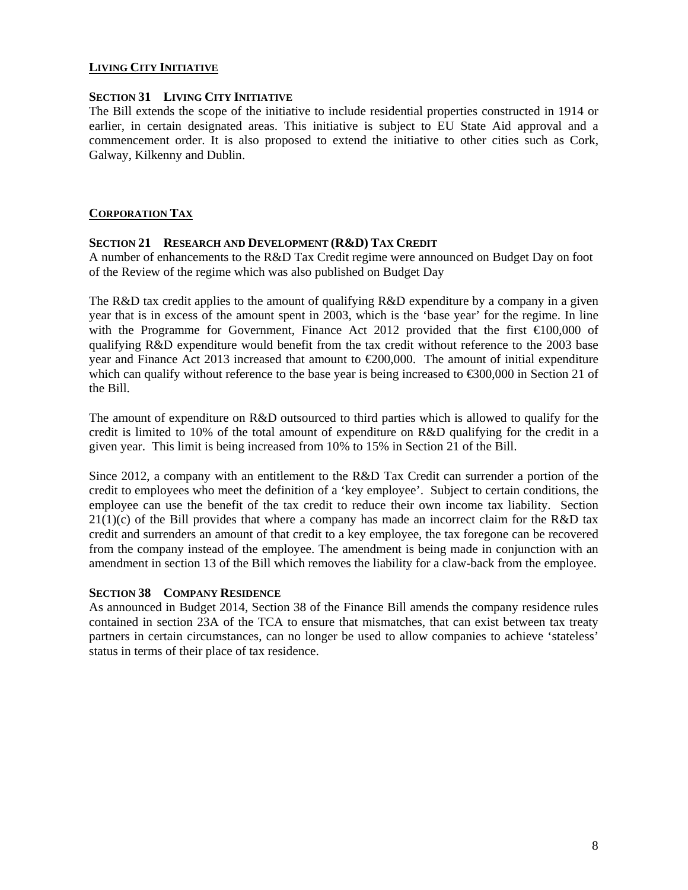## LIVING CITY INITIATIVE

### SECTION 31 LIVING CITY INITIATIVE

The Bill extends the scope of the initiative to include residential properties constructed in 1914 or earlier, in certain designated areas. This initiative is subject to EU State Aid approval and a commencement order. It is also proposed to extend the initiative to other cities such as Cork, Galway, Kilkenny and Dublin.

## CORPORATION TAX

### SECTION 21 RESEARCH AND DEVELOPMENT (R&D) TAX CREDIT

A number of enhancements to the R&D Tax Credit regime were announced on Budget Day on foot of the Review of the regime which was also published on Budget Day

The R&D tax credit applies to the amount of qualifying R&D expenditure by a company in a given year that is in excess of the amount spent in 2003, which is the 'base year' for the regime. In line with the Programme for Government, Finance Act 2012 provided that the first €100,000 of qualifying R&D expenditure would benefit from the tax credit without reference to the 2003 base year and Finance Act 2013 increased that amount to €200,000. The amount of initial expenditure which can qualify without reference to the base year is being increased to €300,000 in Section 21 of the Bill.

The amount of expenditure on R&D outsourced to third parties which is allowed to qualify for the credit is limited to 10% of the total amount of expenditure on R&D qualifying for the credit in a given year. This limit is being increased from 10% to 15% in Section 21 of the Bill.

Since 2012, a company with an entitlement to the R&D Tax Credit can surrender a portion of the credit to employees who meet the definition of a 'key employee'. Subject to certain conditions, the employee can use the benefit of the tax credit to reduce their own income tax liability. Section 21(1)(c) of the Bill provides that where a company has made an incorrect claim for the R&D tax credit and surrenders an amount of that credit to a key employee, the tax foregone can be recovered from the company instead of the employee. The amendment is being made in conjunction with an amendment in section 13 of the Bill which removes the liability for a claw-back from the employee.

### SECTION 38 COMPANY RESIDENCE

As announced in Budget 2014, Section 38 of the Finance Bill amends the company residence rules contained in section 23A of the TCA to ensure that mismatches, that can exist between tax treaty partners in certain circumstances, can no longer be used to allow companies to achieve 'stateless' status in terms of their place of tax residence.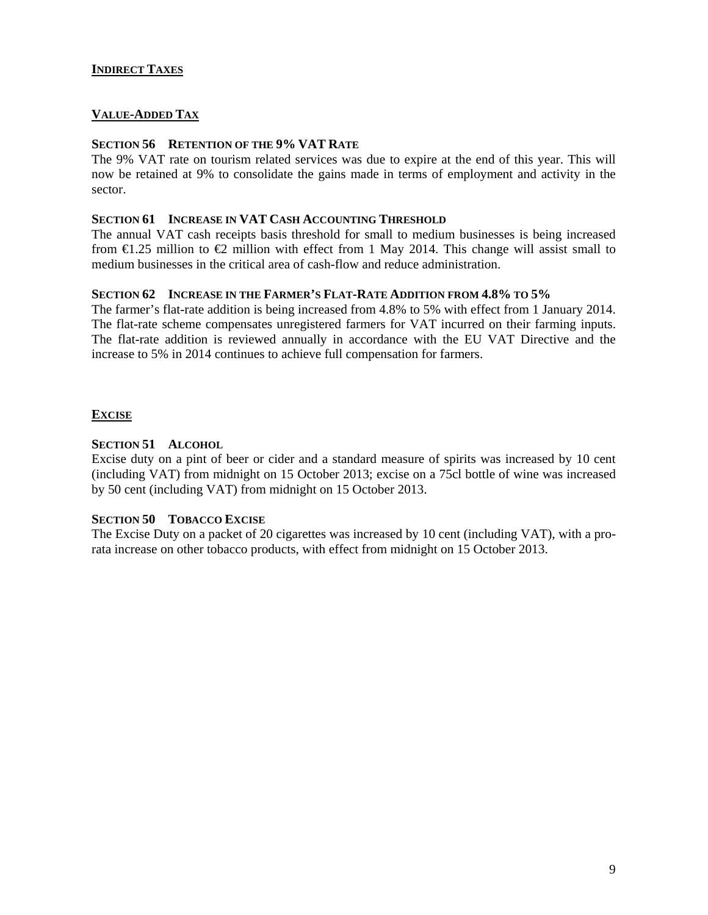## INDIRECT TAXES

### VALUE-ADDED TAX

#### SECTION 56 RETENTION OF THE 9% VAT RATE

The 9% VAT rate on tourism related services was due to expire at the end of this year. This will now be retained at 9% to consolidate the gains made in terms of employment and activity in the sector.

#### SECTION 61 INCREASE IN VAT CASH ACCOUNTING THRESHOLD

The annual VAT cash receipts basis threshold for small to medium businesses is being increased from €1.25 million to €2 million with effect from 1 May 2014. This change will assist small to medium businesses in the critical area of cash-flow and reduce administration.

#### SECTION 62 INCREASE IN THE FARMER'S FLAT-RATE ADDITION FROM 4.8% TO 5%

The farmer's flat-rate addition is being increased from 4.8% to 5% with effect from 1 January 2014. The flat-rate scheme compensates unregistered farmers for VAT incurred on their farming inputs. The flat-rate addition is reviewed annually in accordance with the EU VAT Directive and the increase to 5% in 2014 continues to achieve full compensation for farmers.

### EXCISE

#### SECTION 51 ALCOHOL

Excise duty on a pint of beer or cider and a standard measure of spirits was increased by 10 cent (including VAT) from midnight on 15 October 2013; excise on a 75cl bottle of wine was increased by 50 cent (including VAT) from midnight on 15 October 2013.

#### SECTION 50 TOBACCO EXCISE

The Excise Duty on a packet of 20 cigarettes was increased by 10 cent (including VAT), with a pro-rata increase on other tobacco products, with effect from midnight on 15 October 2013.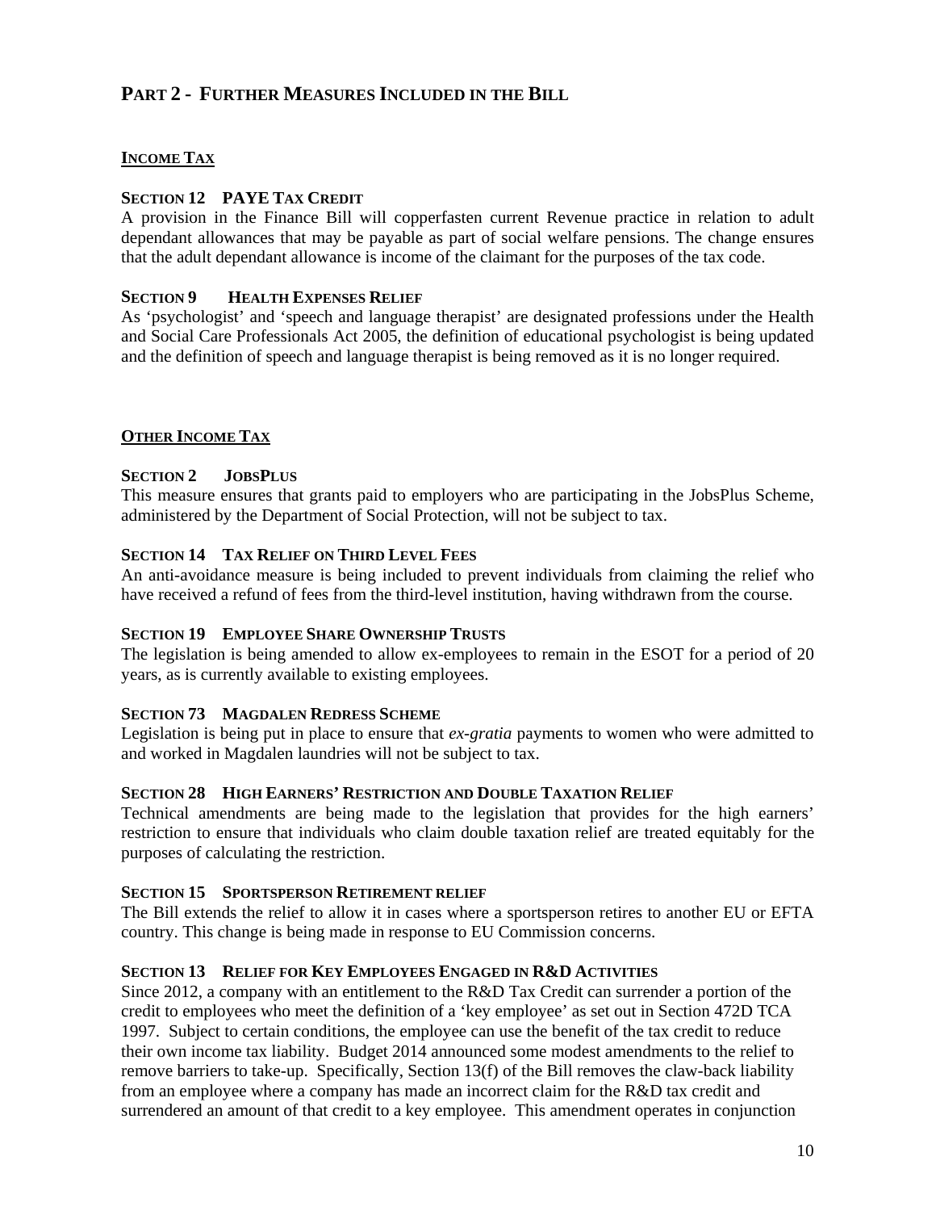## PART 2 - FURTHER MEASURES INCLUDED IN THE BILL

### INCOME TAX

#### SECTION 12 PAYE TAX CREDIT

A provision in the Finance Bill will copperfasten current Revenue practice in relation to adult dependant allowances that may be payable as part of social welfare pensions. The change ensures that the adult dependant allowance is income of the claimant for the purposes of the tax code.

#### SECTION 9 HEALTH EXPENSES RELIEF

As 'psychologist' and 'speech and language therapist' are designated professions under the Health and Social Care Professionals Act 2005, the definition of educational psychologist is being updated and the definition of speech and language therapist is being removed as it is no longer required.

### OTHER INCOME TAX

#### SECTION 2 JOBSPLUS

This measure ensures that grants paid to employers who are participating in the JobsPlus Scheme, administered by the Department of Social Protection, will not be subject to tax.

#### SECTION 14 TAX RELIEF ON THIRD LEVEL FEES

An anti-avoidance measure is being included to prevent individuals from claiming the relief who have received a refund of fees from the third-level institution, having withdrawn from the course.

#### SECTION 19 EMPLOYEE SHARE OWNERSHIP TRUSTS

The legislation is being amended to allow ex-employees to remain in the ESOT for a period of 20 years, as is currently available to existing employees.

#### SECTION 73 MAGDALEN REDRESS SCHEME

Legislation is being put in place to ensure that *ex-gratia* payments to women who were admitted to and worked in Magdalen laundries will not be subject to tax.

#### SECTION 28 HIGH EARNERS' RESTRICTION AND DOUBLE TAXATION RELIEF

Technical amendments are being made to the legislation that provides for the high earners' restriction to ensure that individuals who claim double taxation relief are treated equitably for the purposes of calculating the restriction.

#### SECTION 15 SPORTSPERSON RETIREMENT RELIEF

The Bill extends the relief to allow it in cases where a sportsperson retires to another EU or EFTA country. This change is being made in response to EU Commission concerns.

#### SECTION 13 RELIEF FOR KEY EMPLOYEES ENGAGED IN R&D ACTIVITIES

Since 2012, a company with an entitlement to the R&D Tax Credit can surrender a portion of the credit to employees who meet the definition of a 'key employee' as set out in Section 472D TCA 1997. Subject to certain conditions, the employee can use the benefit of the tax credit to reduce their own income tax liability. Budget 2014 announced some modest amendments to the relief to remove barriers to take-up. Specifically, Section 13(f) of the Bill removes the claw-back liability from an employee where a company has made an incorrect claim for the R&D tax credit and surrendered an amount of that credit to a key employee. This amendment operates in conjunction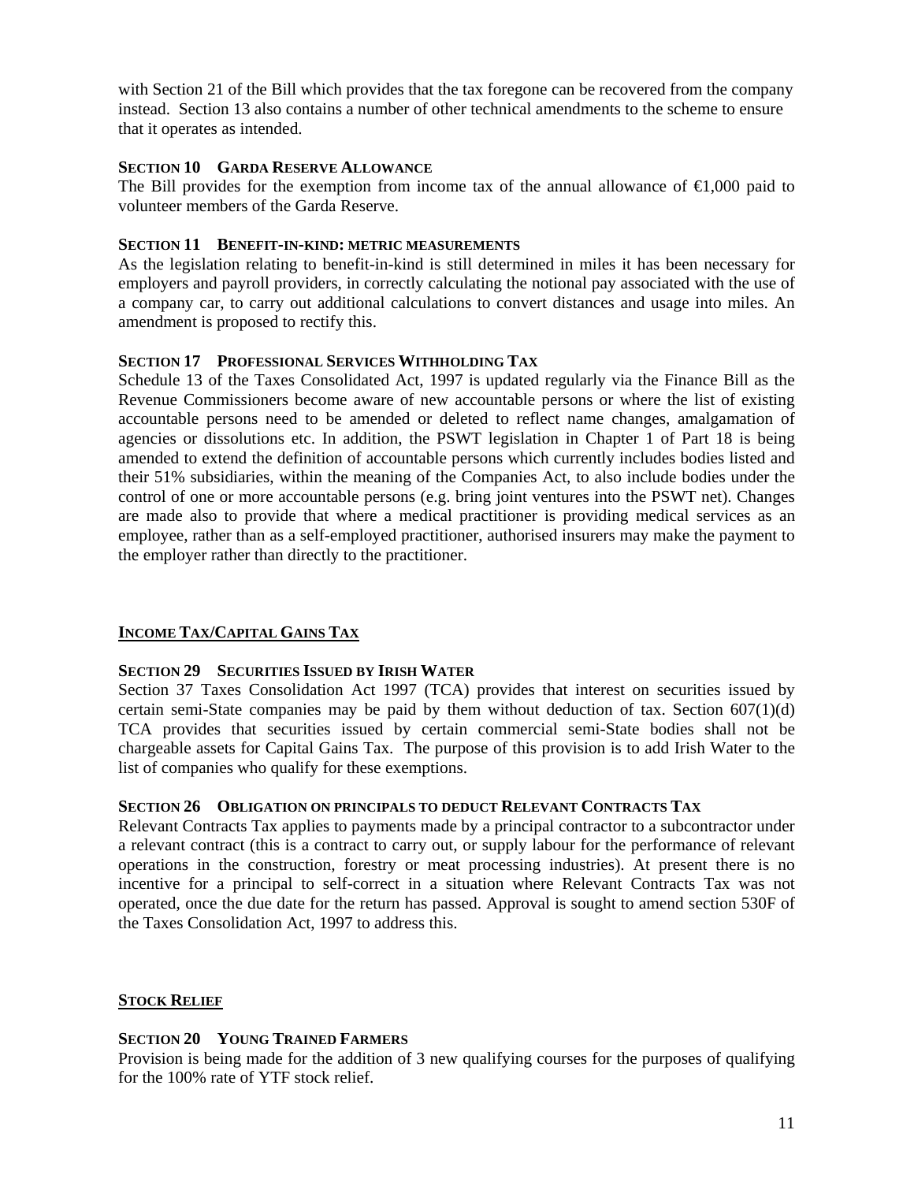with Section 21 of the Bill which provides that the tax foregone can be recovered from the company instead. Section 13 also contains a number of other technical amendments to the scheme to ensure that it operates as intended.

**SECTION 10 GARDA RESERVE ALLOWANCE**

The Bill provides for the exemption from income tax of the annual allowance of €1,000 paid to volunteer members of the Garda Reserve.

**SECTION 11 BENEFIT-IN-KIND: METRIC MEASUREMENTS**

As the legislation relating to benefit-in-kind is still determined in miles it has been necessary for employers and payroll providers, in correctly calculating the notional pay associated with the use of a company car, to carry out additional calculations to convert distances and usage into miles. An amendment is proposed to rectify this.

**SECTION 17 PROFESSIONAL SERVICES WITHHOLDING TAX**

Schedule 13 of the Taxes Consolidated Act, 1997 is updated regularly via the Finance Bill as the Revenue Commissioners become aware of new accountable persons or where the list of existing accountable persons need to be amended or deleted to reflect name changes, amalgamation of agencies or dissolutions etc. In addition, the PSWT legislation in Chapter 1 of Part 18 is being amended to extend the definition of accountable persons which currently includes bodies listed and their 51% subsidiaries, within the meaning of the Companies Act, to also include bodies under the control of one or more accountable persons (e.g. bring joint ventures into the PSWT net). Changes are made also to provide that where a medical practitioner is providing medical services as an employee, rather than as a self-employed practitioner, authorised insurers may make the payment to the employer rather than directly to the practitioner.

## INCOME TAX/CAPITAL GAINS TAX

**SECTION 29 SECURITIES ISSUED BY IRISH WATER**

Section 37 Taxes Consolidation Act 1997 (TCA) provides that interest on securities issued by certain semi-State companies may be paid by them without deduction of tax. Section 607(1)(d) TCA provides that securities issued by certain commercial semi-State bodies shall not be chargeable assets for Capital Gains Tax. The purpose of this provision is to add Irish Water to the list of companies who qualify for these exemptions.

**SECTION 26 OBLIGATION ON PRINCIPALS TO DEDUCT RELEVANT CONTRACTS TAX**

Relevant Contracts Tax applies to payments made by a principal contractor to a subcontractor under a relevant contract (this is a contract to carry out, or supply labour for the performance of relevant operations in the construction, forestry or meat processing industries). At present there is no incentive for a principal to self-correct in a situation where Relevant Contracts Tax was not operated, once the due date for the return has passed. Approval is sought to amend section 530F of the Taxes Consolidation Act, 1997 to address this.

## STOCK RELIEF

**SECTION 20 YOUNG TRAINED FARMERS**

Provision is being made for the addition of 3 new qualifying courses for the purposes of qualifying for the 100% rate of YTF stock relief.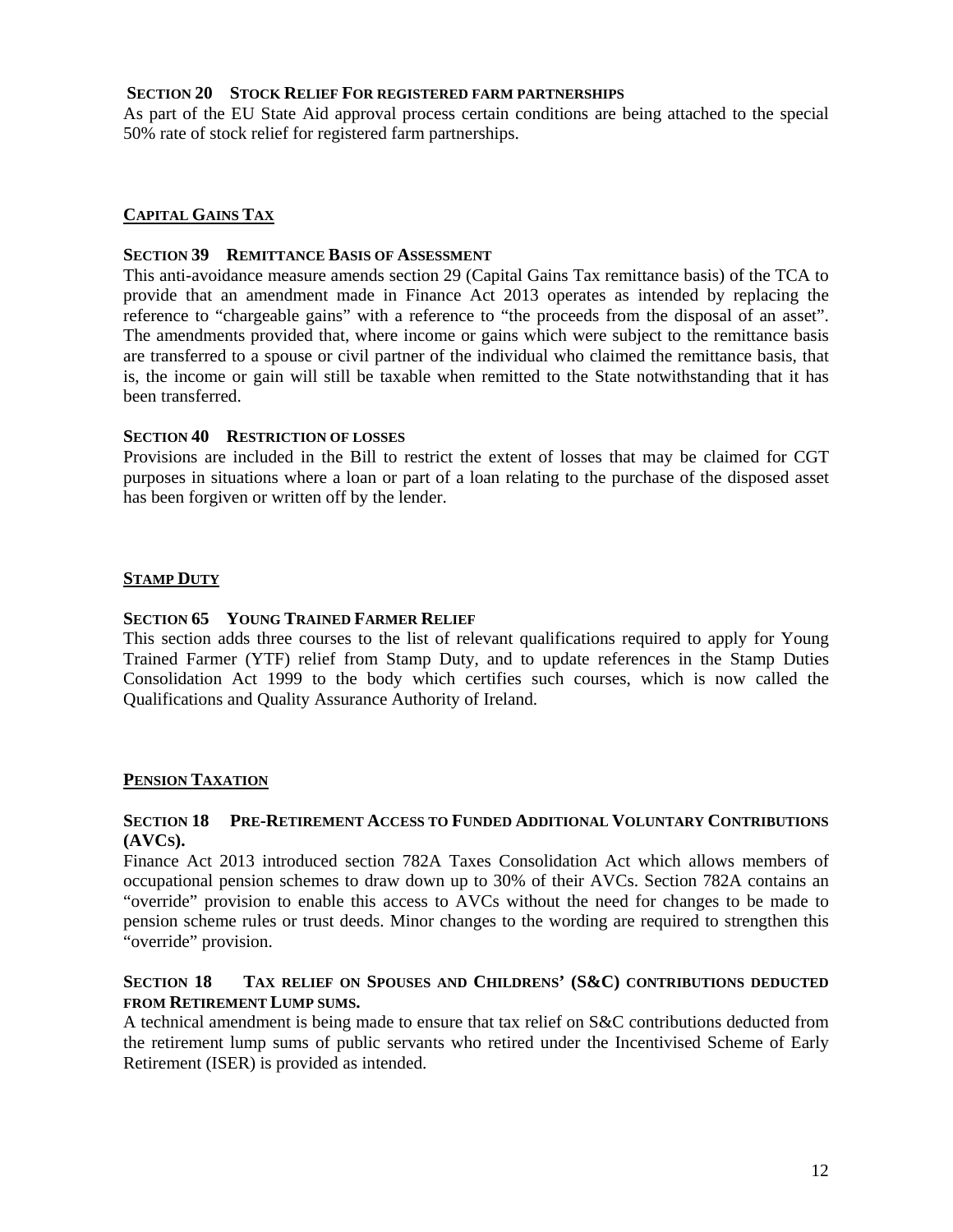#### Section 20 Stock Relief For registered farm partnerships

As part of the EU State Aid approval process certain conditions are being attached to the special 50% rate of stock relief for registered farm partnerships.

## Capital Gains Tax

#### Section 39 Remittance Basis of Assessment

This anti-avoidance measure amends section 29 (Capital Gains Tax remittance basis) of the TCA to provide that an amendment made in Finance Act 2013 operates as intended by replacing the reference to "chargeable gains" with a reference to "the proceeds from the disposal of an asset". The amendments provided that, where income or gains which were subject to the remittance basis are transferred to a spouse or civil partner of the individual who claimed the remittance basis, that is, the income or gain will still be taxable when remitted to the State notwithstanding that it has been transferred.

#### Section 40 Restriction of losses

Provisions are included in the Bill to restrict the extent of losses that may be claimed for CGT purposes in situations where a loan or part of a loan relating to the purchase of the disposed asset has been forgiven or written off by the lender.

## Stamp Duty

#### Section 65 Young Trained Farmer Relief

This section adds three courses to the list of relevant qualifications required to apply for Young Trained Farmer (YTF) relief from Stamp Duty, and to update references in the Stamp Duties Consolidation Act 1999 to the body which certifies such courses, which is now called the Qualifications and Quality Assurance Authority of Ireland.

## Pension Taxation

#### Section 18 Pre-Retirement Access to Funded Additional Voluntary Contributions (AVCs).

Finance Act 2013 introduced section 782A Taxes Consolidation Act which allows members of occupational pension schemes to draw down up to 30% of their AVCs. Section 782A contains an "override" provision to enable this access to AVCs without the need for changes to be made to pension scheme rules or trust deeds. Minor changes to the wording are required to strengthen this "override" provision.

#### Section 18 Tax relief on Spouses and Childrens' (S&C) contributions deducted from Retirement Lump sums.

A technical amendment is being made to ensure that tax relief on S&C contributions deducted from the retirement lump sums of public servants who retired under the Incentivised Scheme of Early Retirement (ISER) is provided as intended.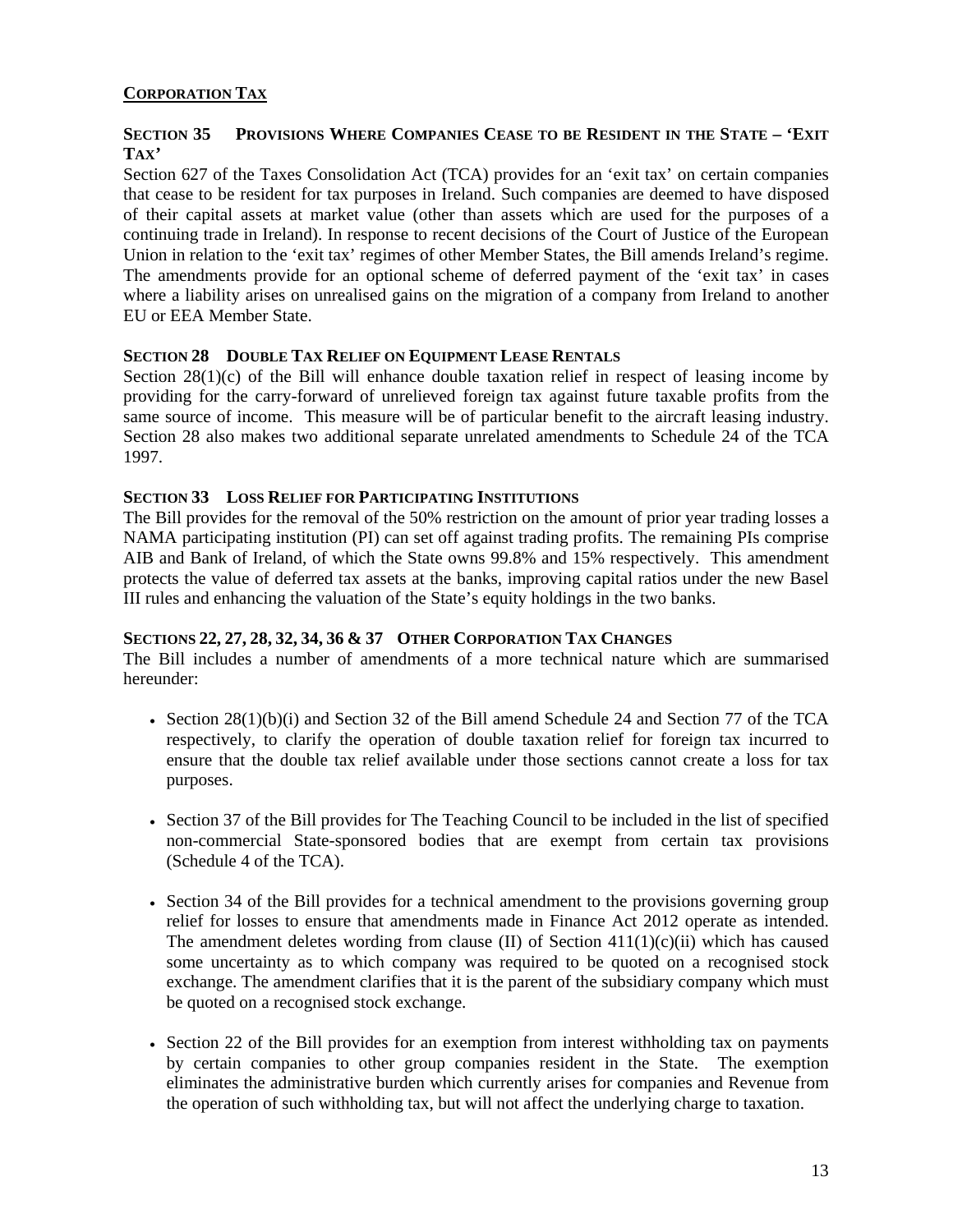## CORPORATION TAX

### SECTION 35 PROVISIONS WHERE COMPANIES CEASE TO BE RESIDENT IN THE STATE – 'EXIT TAX'

Section 627 of the Taxes Consolidation Act (TCA) provides for an 'exit tax' on certain companies that cease to be resident for tax purposes in Ireland. Such companies are deemed to have disposed of their capital assets at market value (other than assets which are used for the purposes of a continuing trade in Ireland). In response to recent decisions of the Court of Justice of the European Union in relation to the 'exit tax' regimes of other Member States, the Bill amends Ireland's regime. The amendments provide for an optional scheme of deferred payment of the 'exit tax' in cases where a liability arises on unrealised gains on the migration of a company from Ireland to another EU or EEA Member State.

### SECTION 28 DOUBLE TAX RELIEF ON EQUIPMENT LEASE RENTALS

Section 28(1)(c) of the Bill will enhance double taxation relief in respect of leasing income by providing for the carry-forward of unrelieved foreign tax against future taxable profits from the same source of income. This measure will be of particular benefit to the aircraft leasing industry. Section 28 also makes two additional separate unrelated amendments to Schedule 24 of the TCA 1997.

### SECTION 33 LOSS RELIEF FOR PARTICIPATING INSTITUTIONS

The Bill provides for the removal of the 50% restriction on the amount of prior year trading losses a NAMA participating institution (PI) can set off against trading profits. The remaining PIs comprise AIB and Bank of Ireland, of which the State owns 99.8% and 15% respectively. This amendment protects the value of deferred tax assets at the banks, improving capital ratios under the new Basel III rules and enhancing the valuation of the State's equity holdings in the two banks.

### SECTIONS 22, 27, 28, 32, 34, 36 & 37 OTHER CORPORATION TAX CHANGES

The Bill includes a number of amendments of a more technical nature which are summarised hereunder:

- Section 28(1)(b)(i) and Section 32 of the Bill amend Schedule 24 and Section 77 of the TCA respectively, to clarify the operation of double taxation relief for foreign tax incurred to ensure that the double tax relief available under those sections cannot create a loss for tax purposes.

- Section 37 of the Bill provides for The Teaching Council to be included in the list of specified non-commercial State-sponsored bodies that are exempt from certain tax provisions (Schedule 4 of the TCA).

- Section 34 of the Bill provides for a technical amendment to the provisions governing group relief for losses to ensure that amendments made in Finance Act 2012 operate as intended. The amendment deletes wording from clause (II) of Section 411(1)(c)(ii) which has caused some uncertainty as to which company was required to be quoted on a recognised stock exchange. The amendment clarifies that it is the parent of the subsidiary company which must be quoted on a recognised stock exchange.

- Section 22 of the Bill provides for an exemption from interest withholding tax on payments by certain companies to other group companies resident in the State. The exemption eliminates the administrative burden which currently arises for companies and Revenue from the operation of such withholding tax, but will not affect the underlying charge to taxation.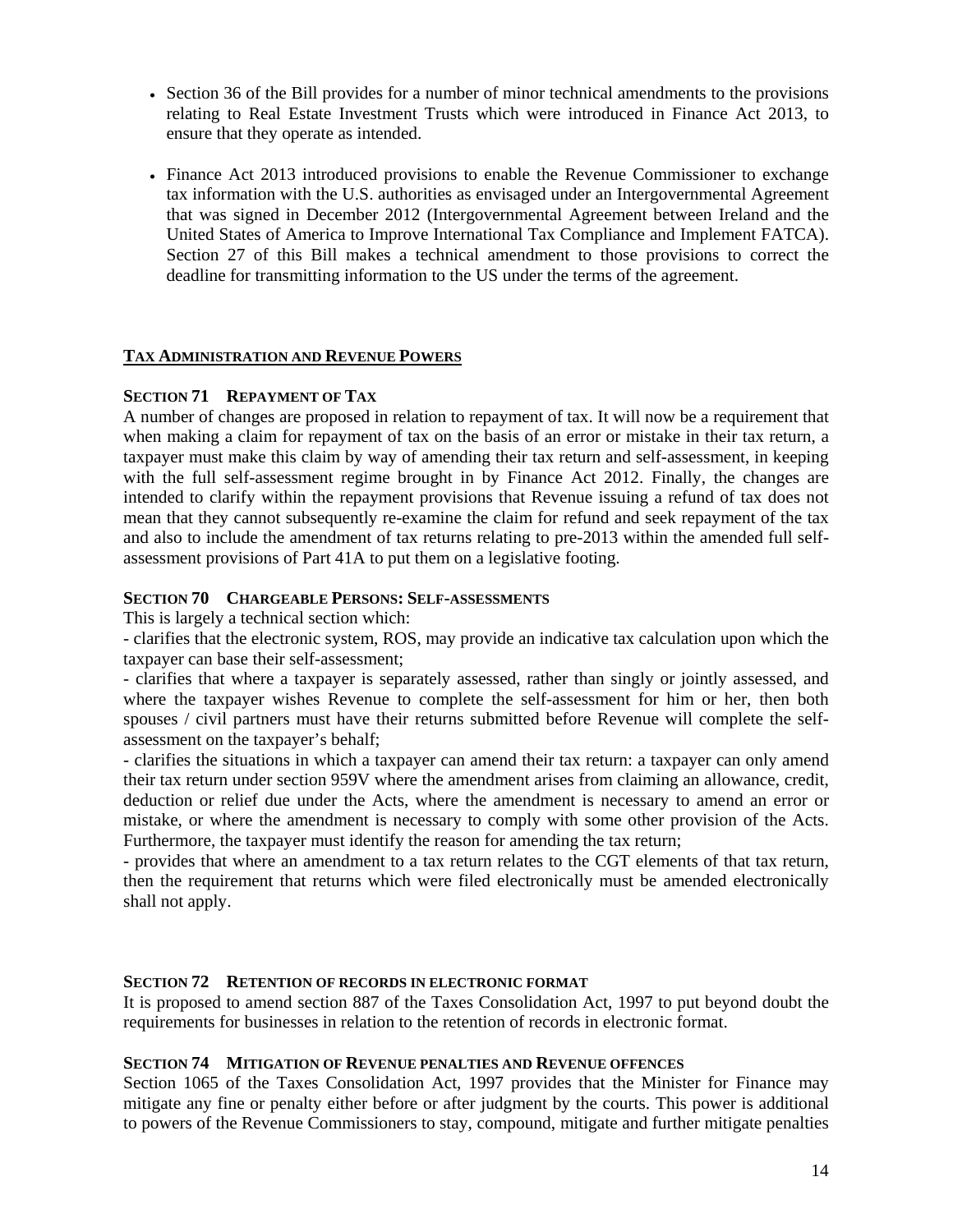- Section 36 of the Bill provides for a number of minor technical amendments to the provisions relating to Real Estate Investment Trusts which were introduced in Finance Act 2013, to ensure that they operate as intended.

- Finance Act 2013 introduced provisions to enable the Revenue Commissioner to exchange tax information with the U.S. authorities as envisaged under an Intergovernmental Agreement that was signed in December 2012 (Intergovernmental Agreement between Ireland and the United States of America to Improve International Tax Compliance and Implement FATCA). Section 27 of this Bill makes a technical amendment to those provisions to correct the deadline for transmitting information to the US under the terms of the agreement.

## TAX ADMINISTRATION AND REVENUE POWERS

### SECTION 71 REPAYMENT OF TAX

A number of changes are proposed in relation to repayment of tax. It will now be a requirement that when making a claim for repayment of tax on the basis of an error or mistake in their tax return, a taxpayer must make this claim by way of amending their tax return and self-assessment, in keeping with the full self-assessment regime brought in by Finance Act 2012. Finally, the changes are intended to clarify within the repayment provisions that Revenue issuing a refund of tax does not mean that they cannot subsequently re-examine the claim for refund and seek repayment of the tax and also to include the amendment of tax returns relating to pre-2013 within the amended full self-assessment provisions of Part 41A to put them on a legislative footing.

### SECTION 70 CHARGEABLE PERSONS: SELF-ASSESSMENTS

This is largely a technical section which:

- clarifies that the electronic system, ROS, may provide an indicative tax calculation upon which the taxpayer can base their self-assessment;

- clarifies that where a taxpayer is separately assessed, rather than singly or jointly assessed, and where the taxpayer wishes Revenue to complete the self-assessment for him or her, then both spouses / civil partners must have their returns submitted before Revenue will complete the self-assessment on the taxpayer's behalf;

- clarifies the situations in which a taxpayer can amend their tax return: a taxpayer can only amend their tax return under section 959V where the amendment arises from claiming an allowance, credit, deduction or relief due under the Acts, where the amendment is necessary to amend an error or mistake, or where the amendment is necessary to comply with some other provision of the Acts. Furthermore, the taxpayer must identify the reason for amending the tax return;

- provides that where an amendment to a tax return relates to the CGT elements of that tax return, then the requirement that returns which were filed electronically must be amended electronically shall not apply.

### SECTION 72 RETENTION OF RECORDS IN ELECTRONIC FORMAT

It is proposed to amend section 887 of the Taxes Consolidation Act, 1997 to put beyond doubt the requirements for businesses in relation to the retention of records in electronic format.

### SECTION 74 MITIGATION OF REVENUE PENALTIES AND REVENUE OFFENCES

Section 1065 of the Taxes Consolidation Act, 1997 provides that the Minister for Finance may mitigate any fine or penalty either before or after judgment by the courts. This power is additional to powers of the Revenue Commissioners to stay, compound, mitigate and further mitigate penalties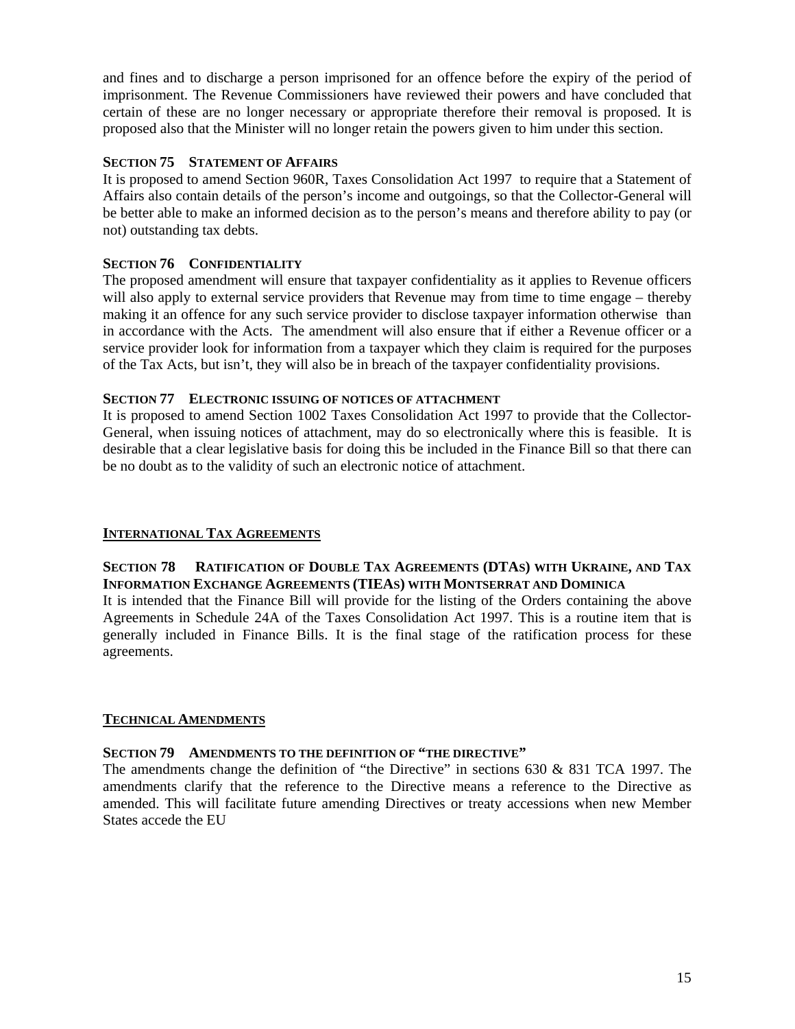and fines and to discharge a person imprisoned for an offence before the expiry of the period of imprisonment. The Revenue Commissioners have reviewed their powers and have concluded that certain of these are no longer necessary or appropriate therefore their removal is proposed. It is proposed also that the Minister will no longer retain the powers given to him under this section.

**SECTION 75 STATEMENT OF AFFAIRS**

It is proposed to amend Section 960R, Taxes Consolidation Act 1997 to require that a Statement of Affairs also contain details of the person's income and outgoings, so that the Collector-General will be better able to make an informed decision as to the person's means and therefore ability to pay (or not) outstanding tax debts.

**SECTION 76 CONFIDENTIALITY**

The proposed amendment will ensure that taxpayer confidentiality as it applies to Revenue officers will also apply to external service providers that Revenue may from time to time engage – thereby making it an offence for any such service provider to disclose taxpayer information otherwise than in accordance with the Acts. The amendment will also ensure that if either a Revenue officer or a service provider look for information from a taxpayer which they claim is required for the purposes of the Tax Acts, but isn't, they will also be in breach of the taxpayer confidentiality provisions.

**SECTION 77 ELECTRONIC ISSUING OF NOTICES OF ATTACHMENT**

It is proposed to amend Section 1002 Taxes Consolidation Act 1997 to provide that the Collector-General, when issuing notices of attachment, may do so electronically where this is feasible. It is desirable that a clear legislative basis for doing this be included in the Finance Bill so that there can be no doubt as to the validity of such an electronic notice of attachment.

## INTERNATIONAL TAX AGREEMENTS

**SECTION 78 RATIFICATION OF DOUBLE TAX AGREEMENTS (DTAS) WITH UKRAINE, AND TAX INFORMATION EXCHANGE AGREEMENTS (TIEAS) WITH MONTSERRAT AND DOMINICA**

It is intended that the Finance Bill will provide for the listing of the Orders containing the above Agreements in Schedule 24A of the Taxes Consolidation Act 1997. This is a routine item that is generally included in Finance Bills. It is the final stage of the ratification process for these agreements.

## TECHNICAL AMENDMENTS

**SECTION 79 AMENDMENTS TO THE DEFINITION OF "THE DIRECTIVE"**

The amendments change the definition of "the Directive" in sections 630 & 831 TCA 1997. The amendments clarify that the reference to the Directive means a reference to the Directive as amended. This will facilitate future amending Directives or treaty accessions when new Member States accede the EU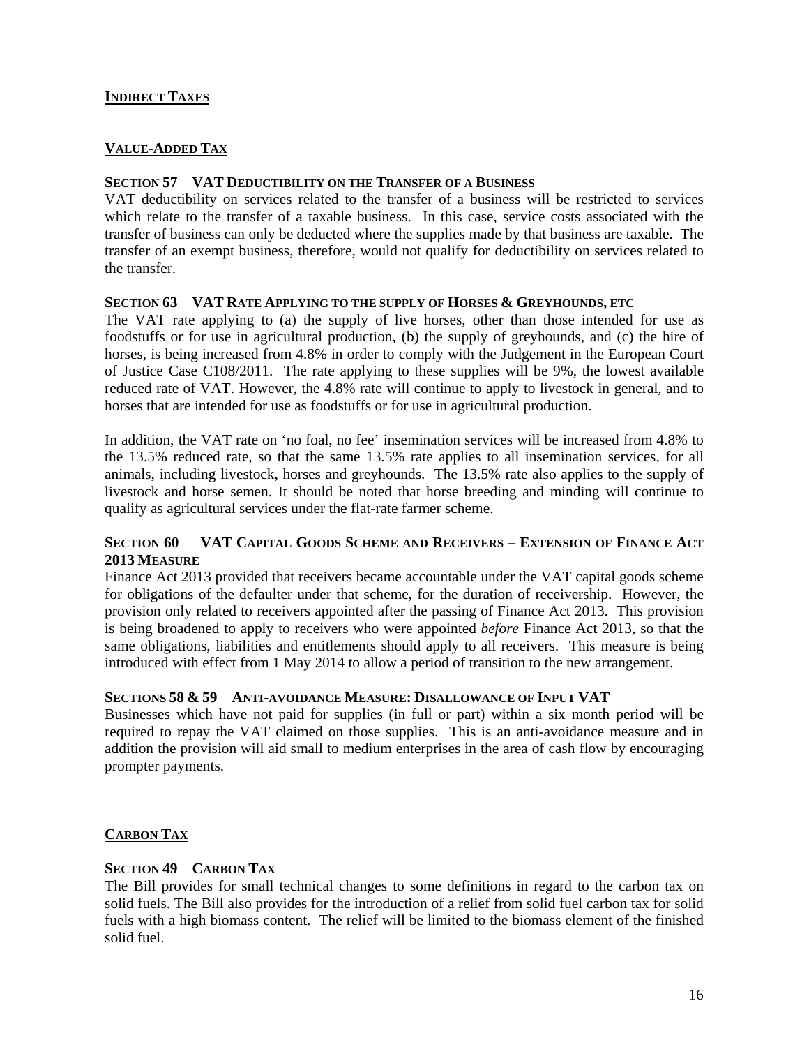## INDIRECT TAXES

## VALUE-ADDED TAX

### SECTION 57 VAT DEDUCTIBILITY ON THE TRANSFER OF A BUSINESS

VAT deductibility on services related to the transfer of a business will be restricted to services which relate to the transfer of a taxable business. In this case, service costs associated with the transfer of business can only be deducted where the supplies made by that business are taxable. The transfer of an exempt business, therefore, would not qualify for deductibility on services related to the transfer.

### SECTION 63 VAT RATE APPLYING TO THE SUPPLY OF HORSES & GREYHOUNDS, ETC

The VAT rate applying to (a) the supply of live horses, other than those intended for use as foodstuffs or for use in agricultural production, (b) the supply of greyhounds, and (c) the hire of horses, is being increased from 4.8% in order to comply with the Judgement in the European Court of Justice Case C108/2011. The rate applying to these supplies will be 9%, the lowest available reduced rate of VAT. However, the 4.8% rate will continue to apply to livestock in general, and to horses that are intended for use as foodstuffs or for use in agricultural production.

In addition, the VAT rate on 'no foal, no fee' insemination services will be increased from 4.8% to the 13.5% reduced rate, so that the same 13.5% rate applies to all insemination services, for all animals, including livestock, horses and greyhounds. The 13.5% rate also applies to the supply of livestock and horse semen. It should be noted that horse breeding and minding will continue to qualify as agricultural services under the flat-rate farmer scheme.

### SECTION 60 VAT CAPITAL GOODS SCHEME AND RECEIVERS – EXTENSION OF FINANCE ACT 2013 MEASURE

Finance Act 2013 provided that receivers became accountable under the VAT capital goods scheme for obligations of the defaulter under that scheme, for the duration of receivership. However, the provision only related to receivers appointed after the passing of Finance Act 2013. This provision is being broadened to apply to receivers who were appointed *before* Finance Act 2013, so that the same obligations, liabilities and entitlements should apply to all receivers. This measure is being introduced with effect from 1 May 2014 to allow a period of transition to the new arrangement.

### SECTIONS 58 & 59 ANTI-AVOIDANCE MEASURE: DISALLOWANCE OF INPUT VAT

Businesses which have not paid for supplies (in full or part) within a six month period will be required to repay the VAT claimed on those supplies. This is an anti-avoidance measure and in addition the provision will aid small to medium enterprises in the area of cash flow by encouraging prompter payments.

## CARBON TAX

### SECTION 49 CARBON TAX

The Bill provides for small technical changes to some definitions in regard to the carbon tax on solid fuels. The Bill also provides for the introduction of a relief from solid fuel carbon tax for solid fuels with a high biomass content. The relief will be limited to the biomass element of the finished solid fuel.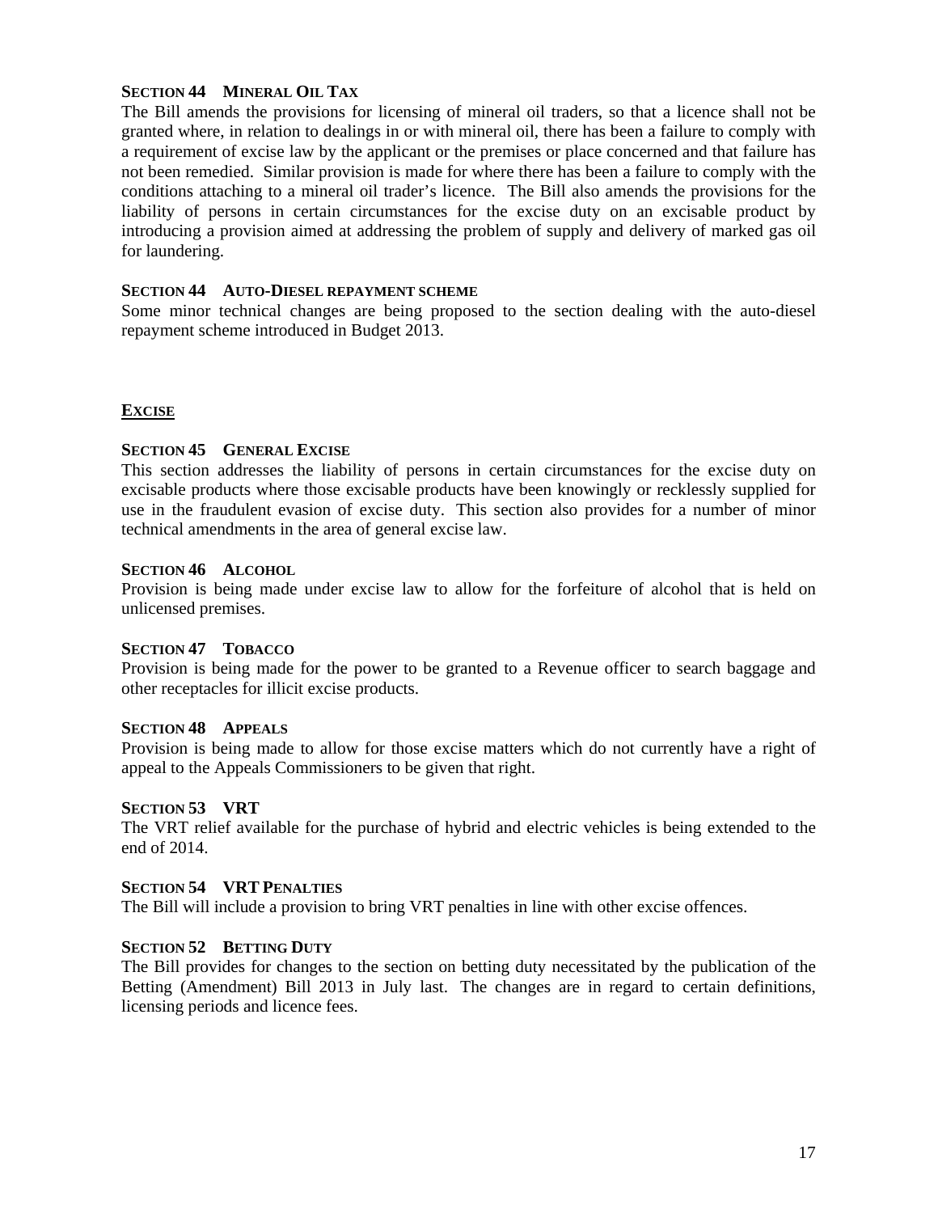**SECTION 44 MINERAL OIL TAX**

The Bill amends the provisions for licensing of mineral oil traders, so that a licence shall not be granted where, in relation to dealings in or with mineral oil, there has been a failure to comply with a requirement of excise law by the applicant or the premises or place concerned and that failure has not been remedied. Similar provision is made for where there has been a failure to comply with the conditions attaching to a mineral oil trader's licence. The Bill also amends the provisions for the liability of persons in certain circumstances for the excise duty on an excisable product by introducing a provision aimed at addressing the problem of supply and delivery of marked gas oil for laundering.

**SECTION 44 AUTO-DIESEL REPAYMENT SCHEME**

Some minor technical changes are being proposed to the section dealing with the auto-diesel repayment scheme introduced in Budget 2013.

## EXCISE

**SECTION 45 GENERAL EXCISE**

This section addresses the liability of persons in certain circumstances for the excise duty on excisable products where those excisable products have been knowingly or recklessly supplied for use in the fraudulent evasion of excise duty. This section also provides for a number of minor technical amendments in the area of general excise law.

**SECTION 46 ALCOHOL**

Provision is being made under excise law to allow for the forfeiture of alcohol that is held on unlicensed premises.

**SECTION 47 TOBACCO**

Provision is being made for the power to be granted to a Revenue officer to search baggage and other receptacles for illicit excise products.

**SECTION 48 APPEALS**

Provision is being made to allow for those excise matters which do not currently have a right of appeal to the Appeals Commissioners to be given that right.

**SECTION 53 VRT**

The VRT relief available for the purchase of hybrid and electric vehicles is being extended to the end of 2014.

**SECTION 54 VRT PENALTIES**

The Bill will include a provision to bring VRT penalties in line with other excise offences.

**SECTION 52 BETTING DUTY**

The Bill provides for changes to the section on betting duty necessitated by the publication of the Betting (Amendment) Bill 2013 in July last. The changes are in regard to certain definitions, licensing periods and licence fees.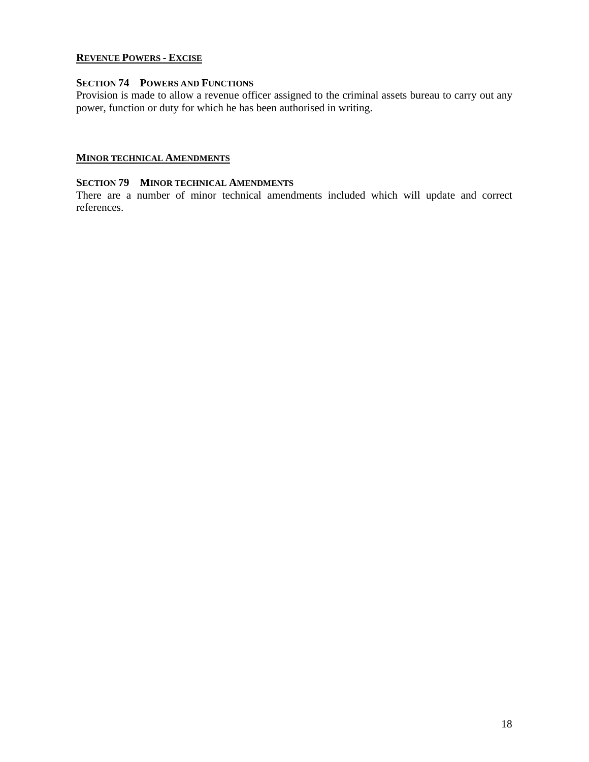## REVENUE POWERS - EXCISE

### SECTION 74 POWERS AND FUNCTIONS

Provision is made to allow a revenue officer assigned to the criminal assets bureau to carry out any power, function or duty for which he has been authorised in writing.

## MINOR TECHNICAL AMENDMENTS

### SECTION 79 MINOR TECHNICAL AMENDMENTS

There are a number of minor technical amendments included which will update and correct references.